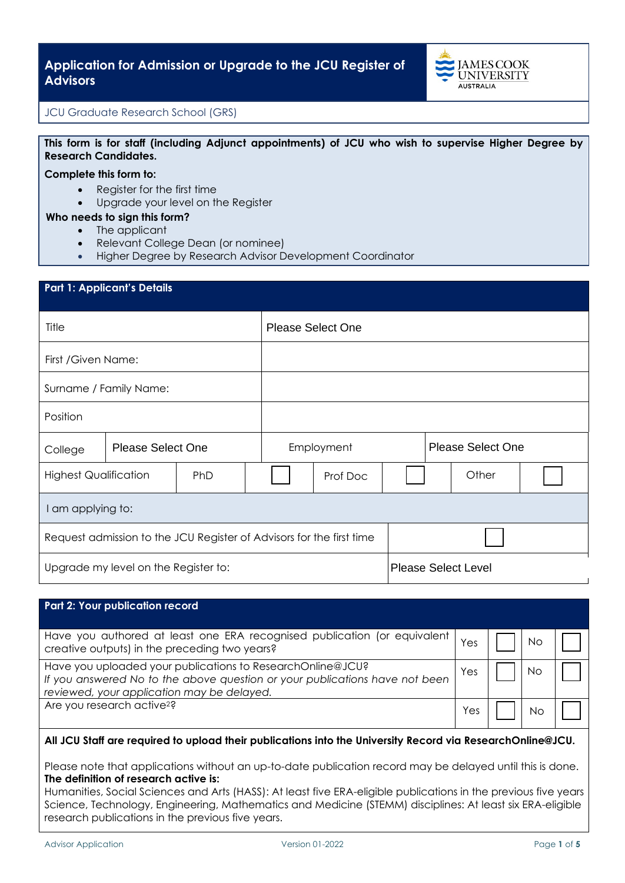# Application for Admission or Upgrade to the JCU Register of Advisors

JCU Graduate Research School (GRS)

**This form is for staff (including Adjunct appointments) of JCU who wish to supervise Higher Degree by Research Candidates.**

**Complete this form to:**

- Register for the first time
- Upgrade your level on the Register

**Who needs to sign this form?**

- The applicant
- Relevant College Dean (or nominee)
- Higher Degree by Research Advisor Development Coordinator

## Part 1: Applicant's Details

| | | | | | |
|---|---|---|---|---|---|
| Title | Please Select One | | | | |
| First /Given Name: | | | | | |
| Surname / Family Name: | | | | | |
| Position | | | | | |
| College | Please Select One | Employment | | Please Select One | |
| Highest Qualification | PhD | ☐ | Prof Doc ☐ | Other | ☐ |
| I am applying to: | | | | | |
| Request admission to the JCU Register of Advisors for the first time | | | ☐ | | |
| Upgrade my level on the Register to: | | | Please Select Level | | |

## Part 2: Your publication record

| | | | | |
|---|---|---|---|---|
| Have you authored at least one ERA recognised publication (or equivalent creative outputs) in the preceding two years? | Yes | ☐ | No | ☐ |
| Have you uploaded your publications to ResearchOnline@JCU? *If you answered No to the above question or your publications have not been reviewed, your application may be delayed.* | Yes | ☐ | No | ☐ |
| Are you research active[2]? | Yes | ☐ | No | ☐ |

**All JCU Staff are required to upload their publications into the University Record via ResearchOnline@JCU.**

Please note that applications without an up-to-date publication record may be delayed until this is done.

**The definition of research active is:**

Humanities, Social Sciences and Arts (HASS): At least five ERA-eligible publications in the previous five years
Science, Technology, Engineering, Mathematics and Medicine (STEMM) disciplines: At least six ERA-eligible research publications in the previous five years.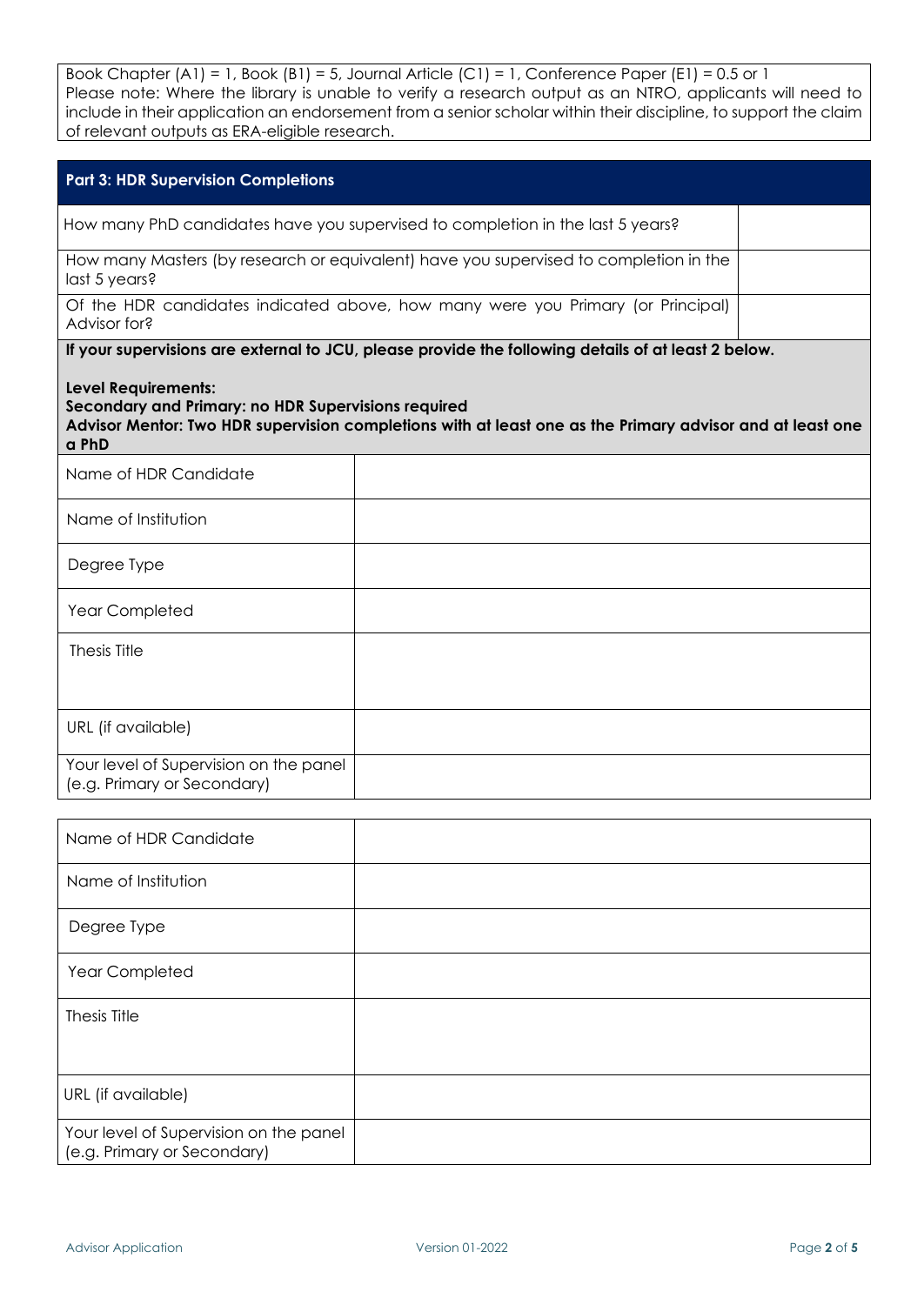Book Chapter (A1) = 1, Book (B1) = 5, Journal Article (C1) = 1, Conference Paper (E1) = 0.5 or 1
Please note: Where the library is unable to verify a research output as an NTRO, applicants will need to include in their application an endorsement from a senior scholar within their discipline, to support the claim of relevant outputs as ERA-eligible research.

## Part 3: HDR Supervision Completions

| | |
|---|---|
| How many PhD candidates have you supervised to completion in the last 5 years? | |
| How many Masters (by research or equivalent) have you supervised to completion in the last 5 years? | |
| Of the HDR candidates indicated above, how many were you Primary (or Principal) Advisor for? | |

**If your supervisions are external to JCU, please provide the following details of at least 2 below.**

**Level Requirements:**
**Secondary and Primary: no HDR Supervisions required**
**Advisor Mentor: Two HDR supervision completions with at least one as the Primary advisor and at least one a PhD**

| | |
|---|---|
| Name of HDR Candidate | |
| Name of Institution | |
| Degree Type | |
| Year Completed | |
| Thesis Title | |
| URL (if available) | |
| Your level of Supervision on the panel (e.g. Primary or Secondary) | |

| | |
|---|---|
| Name of HDR Candidate | |
| Name of Institution | |
| Degree Type | |
| Year Completed | |
| Thesis Title | |
| URL (if available) | |
| Your level of Supervision on the panel (e.g. Primary or Secondary) | |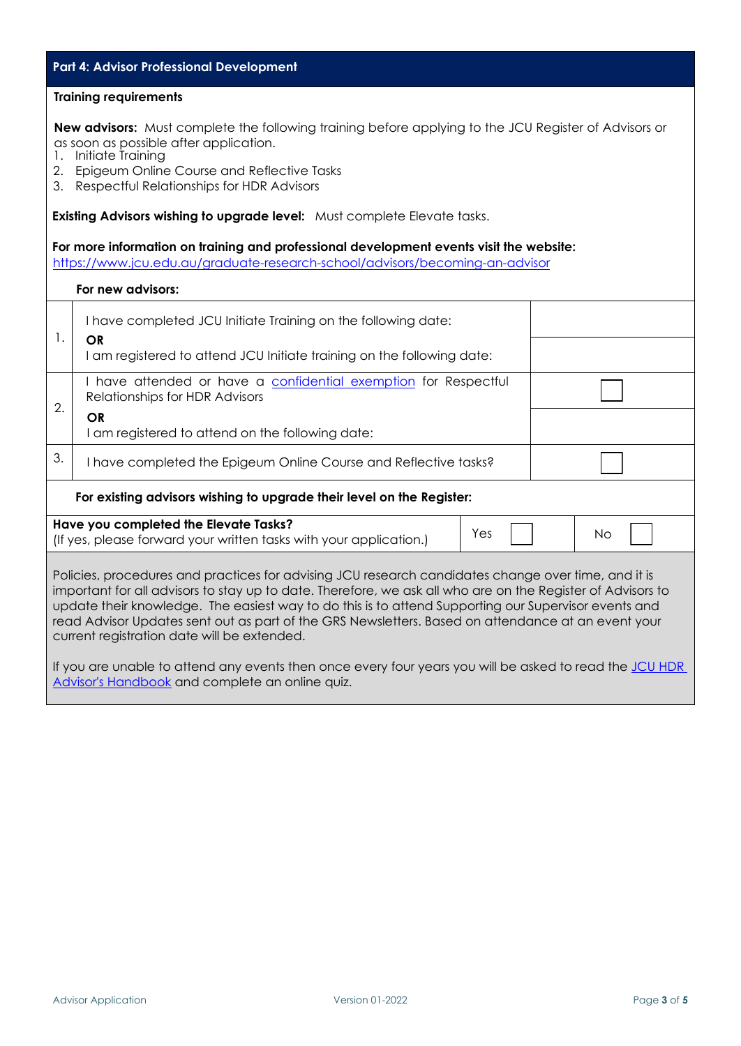## Part 4: Advisor Professional Development

**Training requirements**

**New advisors:** Must complete the following training before applying to the JCU Register of Advisors or as soon as possible after application.

1. Initiate Training
2. Epigeum Online Course and Reflective Tasks
3. Respectful Relationships for HDR Advisors

**Existing Advisors wishing to upgrade level:** Must complete Elevate tasks.

**For more information on training and professional development events visit the website:** https://www.jcu.edu.au/graduate-research-school/advisors/becoming-an-advisor

**For new advisors:**

| | | |
|---|---|---|
| 1. | I have completed JCU Initiate Training on the following date: | |
| | **OR** I am registered to attend JCU Initiate training on the following date: | |
| 2. | I have attended or have a confidential exemption for Respectful Relationships for HDR Advisors | ☐ |
| | **OR** I am registered to attend on the following date: | |
| 3. | I have completed the Epigeum Online Course and Reflective tasks? | ☐ |

**For existing advisors wishing to upgrade their level on the Register:**

| | | |
|---|---|---|
| **Have you completed the Elevate Tasks?** (If yes, please forward your written tasks with your application.) | Yes ☐ | No ☐ |

Policies, procedures and practices for advising JCU research candidates change over time, and it is important for all advisors to stay up to date. Therefore, we ask all who are on the Register of Advisors to update their knowledge. The easiest way to do this is to attend Supporting our Supervisor events and read Advisor Updates sent out as part of the GRS Newsletters. Based on attendance at an event your current registration date will be extended.

If you are unable to attend any events then once every four years you will be asked to read the JCU HDR Advisor's Handbook and complete an online quiz.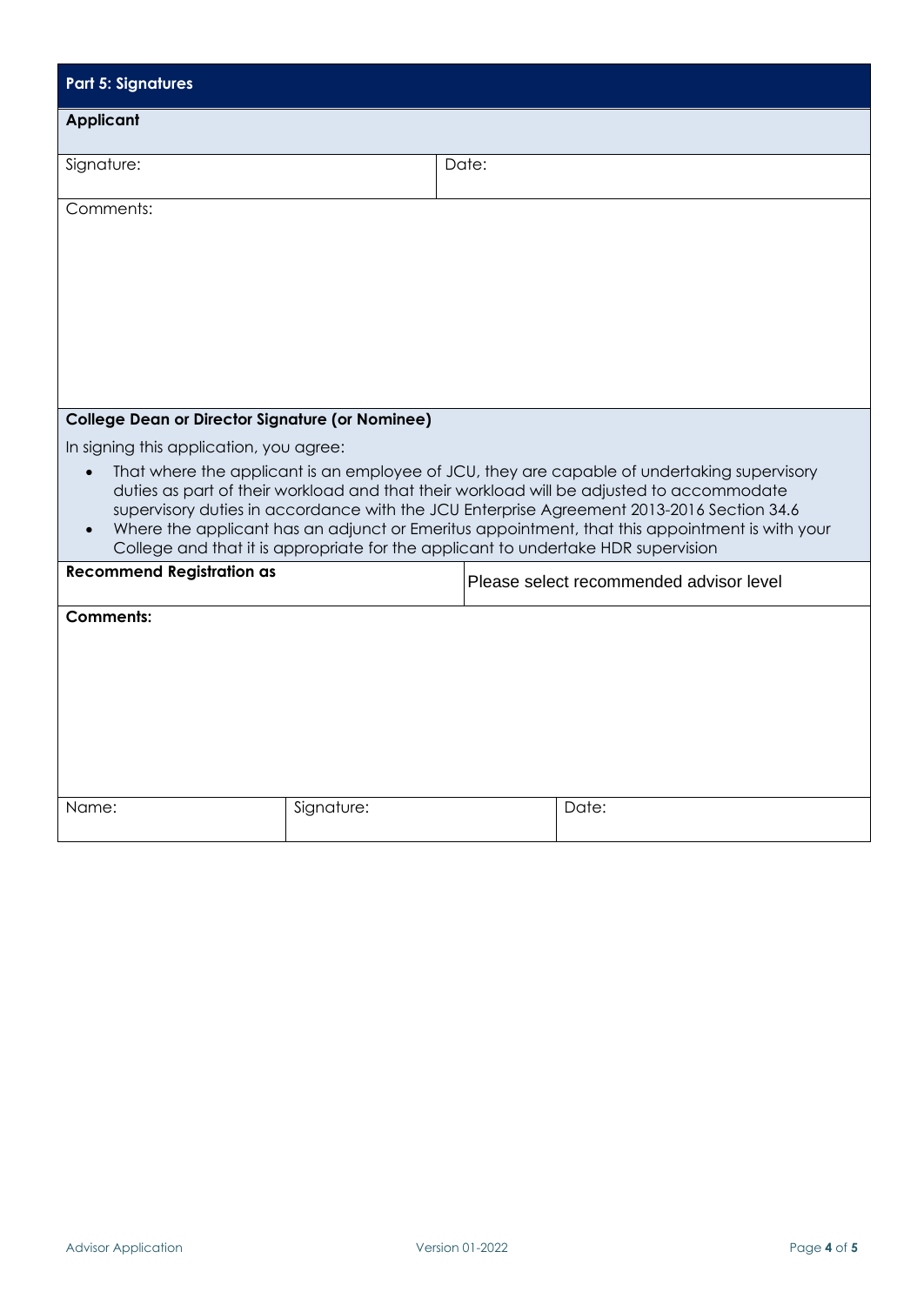## Part 5: Signatures

### Applicant

| Signature: | Date: |
| --- | --- |

Comments:

### College Dean or Director Signature (or Nominee)

In signing this application, you agree:

- That where the applicant is an employee of JCU, they are capable of undertaking supervisory duties as part of their workload and that their workload will be adjusted to accommodate supervisory duties in accordance with the JCU Enterprise Agreement 2013-2016 Section 34.6
- Where the applicant has an adjunct or Emeritus appointment, that this appointment is with your College and that it is appropriate for the applicant to undertake HDR supervision

| **Recommend Registration as** | Please select recommended advisor level |
| --- | --- |

**Comments:**

| Name: | Signature: | Date: |
| --- | --- | --- |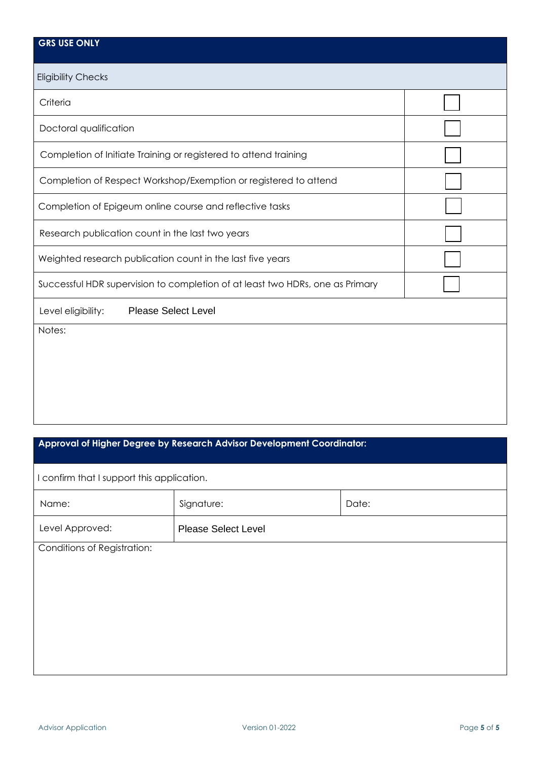## GRS USE ONLY

| Eligibility Checks | |
|---|---|
| Criteria | ☐ |
| Doctoral qualification | ☐ |
| Completion of Initiate Training or registered to attend training | ☐ |
| Completion of Respect Workshop/Exemption or registered to attend | ☐ |
| Completion of Epigeum online course and reflective tasks | ☐ |
| Research publication count in the last two years | ☐ |
| Weighted research publication count in the last five years | ☐ |
| Successful HDR supervision to completion of at least two HDRs, one as Primary | ☐ |
| Level eligibility: Please Select Level | |

Notes:

## Approval of Higher Degree by Research Advisor Development Coordinator:

I confirm that I support this application.

| | | |
|---|---|---|
| Name: | Signature: | Date: |
| Level Approved: | Please Select Level | |

Conditions of Registration: